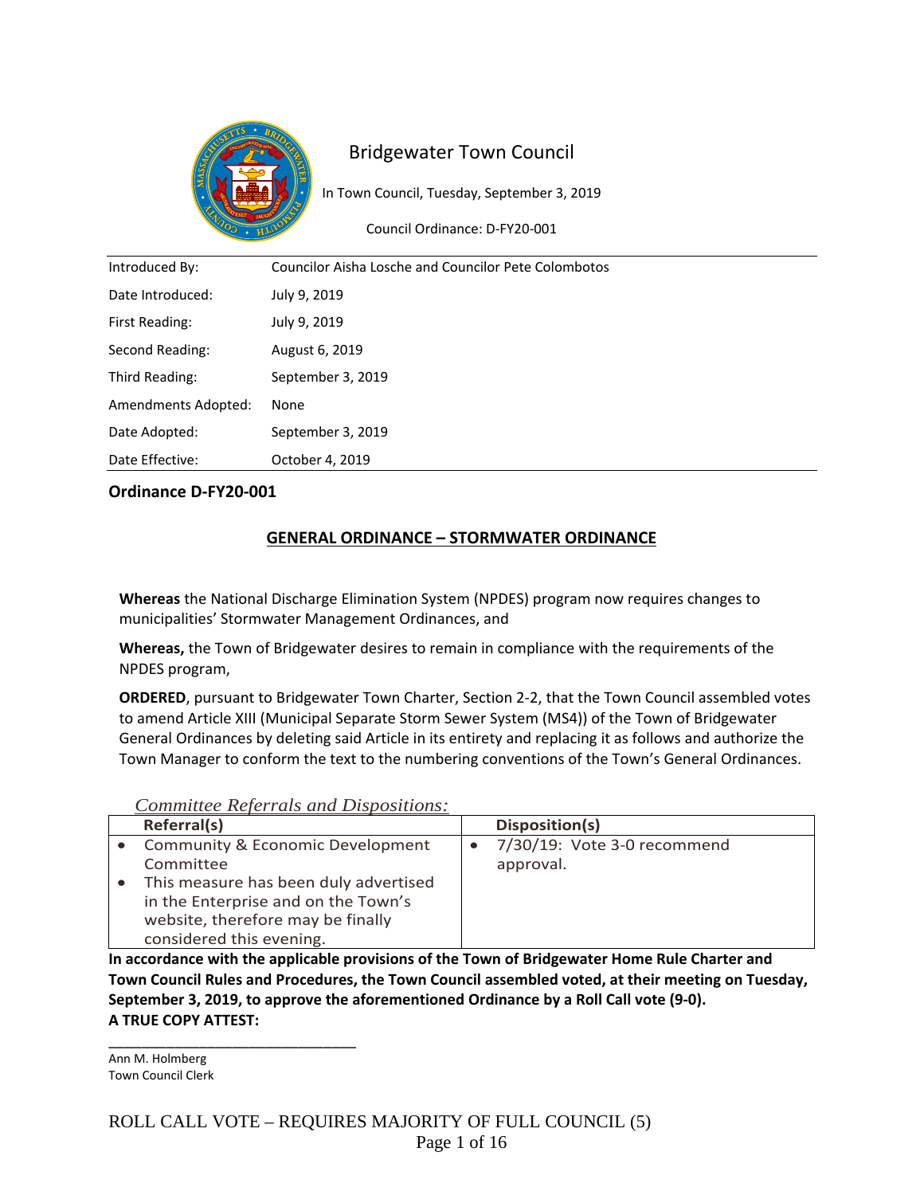# Bridgewater Town Council

In Town Council, Tuesday, September 3, 2019

Council Ordinance: D-FY20-001

| | |
|---|---|
| Introduced By: | Councilor Aisha Losche and Councilor Pete Colombotos |
| Date Introduced: | July 9, 2019 |
| First Reading: | July 9, 2019 |
| Second Reading: | August 6, 2019 |
| Third Reading: | September 3, 2019 |
| Amendments Adopted: | None |
| Date Adopted: | September 3, 2019 |
| Date Effective: | October 4, 2019 |

**Ordinance D-FY20-001**

## GENERAL ORDINANCE – STORMWATER ORDINANCE

**Whereas** the National Discharge Elimination System (NPDES) program now requires changes to municipalities' Stormwater Management Ordinances, and

**Whereas,** the Town of Bridgewater desires to remain in compliance with the requirements of the NPDES program,

**ORDERED**, pursuant to Bridgewater Town Charter, Section 2-2, that the Town Council assembled votes to amend Article XIII (Municipal Separate Storm Sewer System (MS4)) of the Town of Bridgewater General Ordinances by deleting said Article in its entirety and replacing it as follows and authorize the Town Manager to conform the text to the numbering conventions of the Town's General Ordinances.

*Committee Referrals and Dispositions:*

| Referral(s) | Disposition(s) |
|---|---|
| • Community & Economic Development Committee<br>• This measure has been duly advertised in the Enterprise and on the Town's website, therefore may be finally considered this evening. | • 7/30/19: Vote 3-0 recommend approval. |

**In accordance with the applicable provisions of the Town of Bridgewater Home Rule Charter and Town Council Rules and Procedures, the Town Council assembled voted, at their meeting on Tuesday, September 3, 2019, to approve the aforementioned Ordinance by a Roll Call vote (9-0).**

**A TRUE COPY ATTEST:**

\_\_\_\_\_\_\_\_\_\_\_\_\_\_\_\_\_\_\_\_\_\_\_\_\_\_\_\_\_\_\_\_

Ann M. Holmberg
Town Council Clerk

ROLL CALL VOTE – REQUIRES MAJORITY OF FULL COUNCIL (5)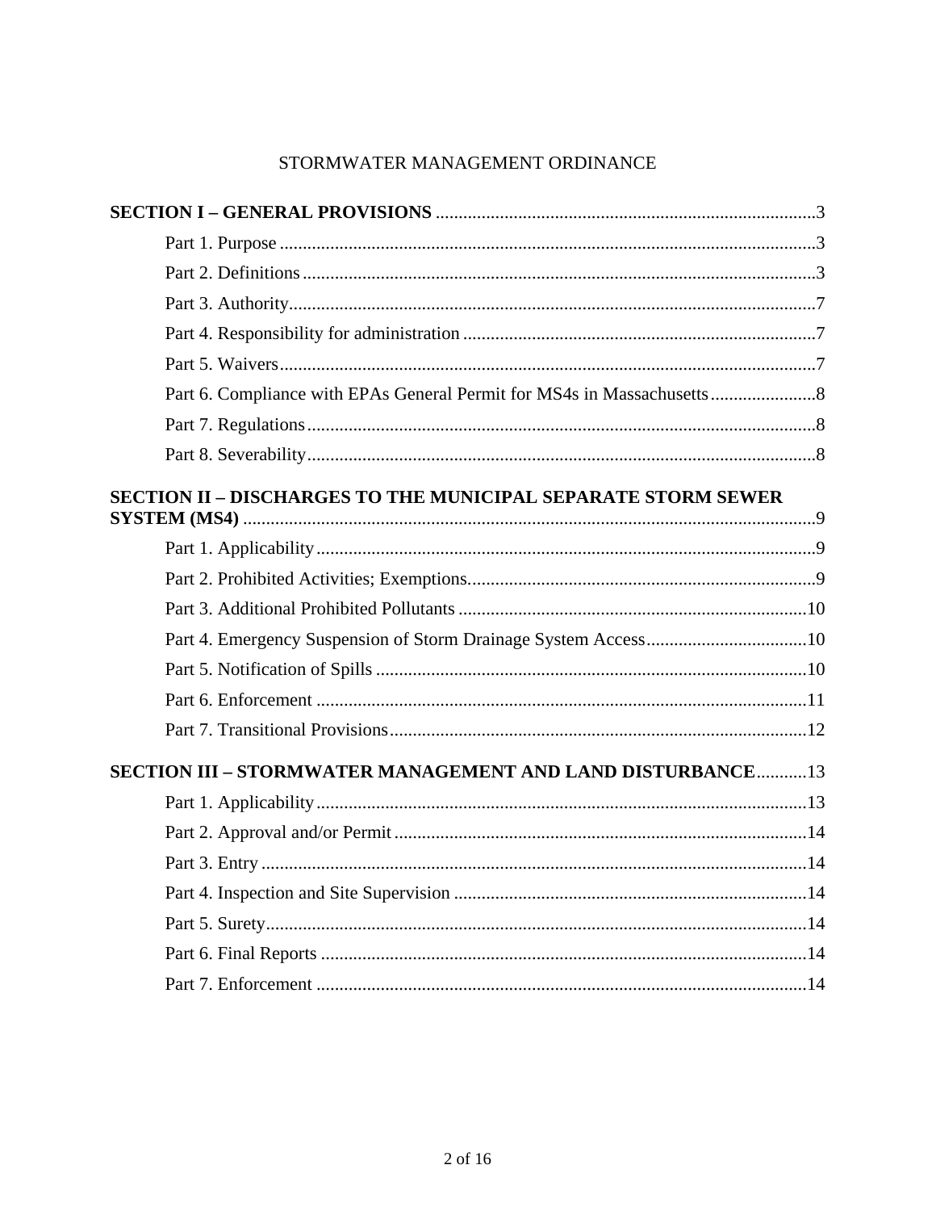STORMWATER MANAGEMENT ORDINANCE

**SECTION I – GENERAL PROVISIONS** ....................................................................................3

Part 1. Purpose ....................................................................................................................3

Part 2. Definitions ...............................................................................................................3

Part 3. Authority..................................................................................................................7

Part 4. Responsibility for administration ............................................................................7

Part 5. Waivers....................................................................................................................7

Part 6. Compliance with EPAs General Permit for MS4s in Massachusetts.......................8

Part 7. Regulations ..............................................................................................................8

Part 8. Severability ..............................................................................................................8

**SECTION II – DISCHARGES TO THE MUNICIPAL SEPARATE STORM SEWER SYSTEM (MS4)** ...........................................................................................................................9

Part 1. Applicability............................................................................................................9

Part 2. Prohibited Activities; Exemptions...........................................................................9

Part 3. Additional Prohibited Pollutants ............................................................................10

Part 4. Emergency Suspension of Storm Drainage System Access...................................10

Part 5. Notification of Spills .............................................................................................10

Part 6. Enforcement ...........................................................................................................11

Part 7. Transitional Provisions...........................................................................................12

**SECTION III – STORMWATER MANAGEMENT AND LAND DISTURBANCE**...........13

Part 1. Applicability...........................................................................................................13

Part 2. Approval and/or Permit ..........................................................................................14

Part 3. Entry .......................................................................................................................14

Part 4. Inspection and Site Supervision .............................................................................14

Part 5. Surety......................................................................................................................14

Part 6. Final Reports ..........................................................................................................14

Part 7. Enforcement ...........................................................................................................14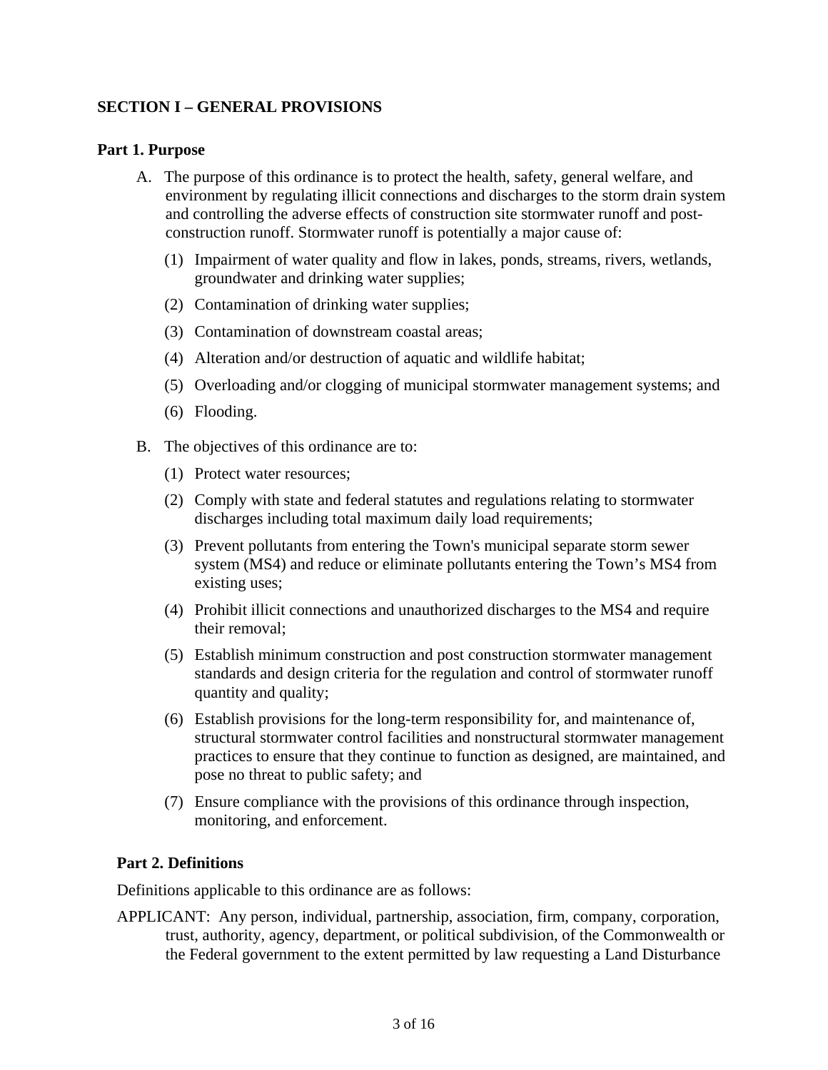## SECTION I – GENERAL PROVISIONS

### Part 1. Purpose

A. The purpose of this ordinance is to protect the health, safety, general welfare, and environment by regulating illicit connections and discharges to the storm drain system and controlling the adverse effects of construction site stormwater runoff and post-construction runoff. Stormwater runoff is potentially a major cause of:

   (1) Impairment of water quality and flow in lakes, ponds, streams, rivers, wetlands, groundwater and drinking water supplies;

   (2) Contamination of drinking water supplies;

   (3) Contamination of downstream coastal areas;

   (4) Alteration and/or destruction of aquatic and wildlife habitat;

   (5) Overloading and/or clogging of municipal stormwater management systems; and

   (6) Flooding.

B. The objectives of this ordinance are to:

   (1) Protect water resources;

   (2) Comply with state and federal statutes and regulations relating to stormwater discharges including total maximum daily load requirements;

   (3) Prevent pollutants from entering the Town's municipal separate storm sewer system (MS4) and reduce or eliminate pollutants entering the Town's MS4 from existing uses;

   (4) Prohibit illicit connections and unauthorized discharges to the MS4 and require their removal;

   (5) Establish minimum construction and post construction stormwater management standards and design criteria for the regulation and control of stormwater runoff quantity and quality;

   (6) Establish provisions for the long-term responsibility for, and maintenance of, structural stormwater control facilities and nonstructural stormwater management practices to ensure that they continue to function as designed, are maintained, and pose no threat to public safety; and

   (7) Ensure compliance with the provisions of this ordinance through inspection, monitoring, and enforcement.

### Part 2. Definitions

Definitions applicable to this ordinance are as follows:

APPLICANT: Any person, individual, partnership, association, firm, company, corporation, trust, authority, agency, department, or political subdivision, of the Commonwealth or the Federal government to the extent permitted by law requesting a Land Disturbance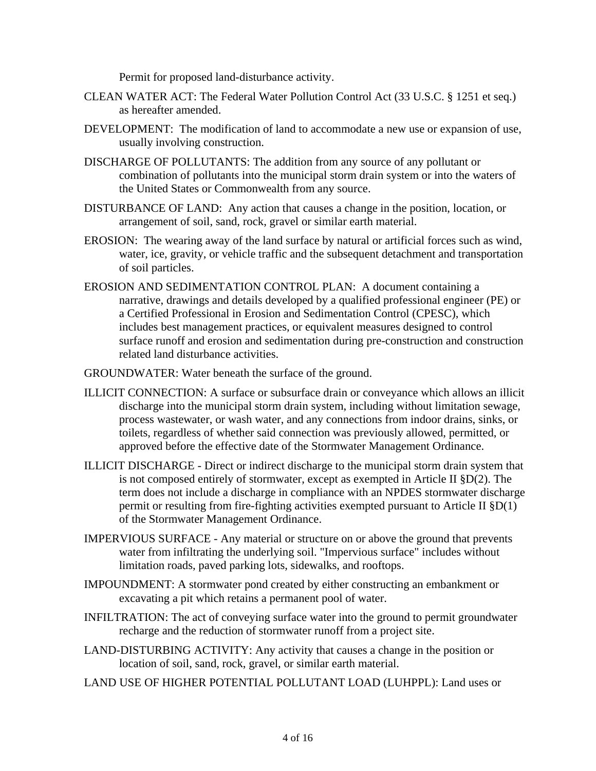Permit for proposed land-disturbance activity.

CLEAN WATER ACT: The Federal Water Pollution Control Act (33 U.S.C. § 1251 et seq.) as hereafter amended.

DEVELOPMENT: The modification of land to accommodate a new use or expansion of use, usually involving construction.

DISCHARGE OF POLLUTANTS: The addition from any source of any pollutant or combination of pollutants into the municipal storm drain system or into the waters of the United States or Commonwealth from any source.

DISTURBANCE OF LAND: Any action that causes a change in the position, location, or arrangement of soil, sand, rock, gravel or similar earth material.

EROSION: The wearing away of the land surface by natural or artificial forces such as wind, water, ice, gravity, or vehicle traffic and the subsequent detachment and transportation of soil particles.

EROSION AND SEDIMENTATION CONTROL PLAN: A document containing a narrative, drawings and details developed by a qualified professional engineer (PE) or a Certified Professional in Erosion and Sedimentation Control (CPESC), which includes best management practices, or equivalent measures designed to control surface runoff and erosion and sedimentation during pre-construction and construction related land disturbance activities.

GROUNDWATER: Water beneath the surface of the ground.

ILLICIT CONNECTION: A surface or subsurface drain or conveyance which allows an illicit discharge into the municipal storm drain system, including without limitation sewage, process wastewater, or wash water, and any connections from indoor drains, sinks, or toilets, regardless of whether said connection was previously allowed, permitted, or approved before the effective date of the Stormwater Management Ordinance.

ILLICIT DISCHARGE - Direct or indirect discharge to the municipal storm drain system that is not composed entirely of stormwater, except as exempted in Article II §D(2). The term does not include a discharge in compliance with an NPDES stormwater discharge permit or resulting from fire-fighting activities exempted pursuant to Article II §D(1) of the Stormwater Management Ordinance.

IMPERVIOUS SURFACE - Any material or structure on or above the ground that prevents water from infiltrating the underlying soil. "Impervious surface" includes without limitation roads, paved parking lots, sidewalks, and rooftops.

IMPOUNDMENT: A stormwater pond created by either constructing an embankment or excavating a pit which retains a permanent pool of water.

INFILTRATION: The act of conveying surface water into the ground to permit groundwater recharge and the reduction of stormwater runoff from a project site.

LAND-DISTURBING ACTIVITY: Any activity that causes a change in the position or location of soil, sand, rock, gravel, or similar earth material.

LAND USE OF HIGHER POTENTIAL POLLUTANT LOAD (LUHPPL): Land uses or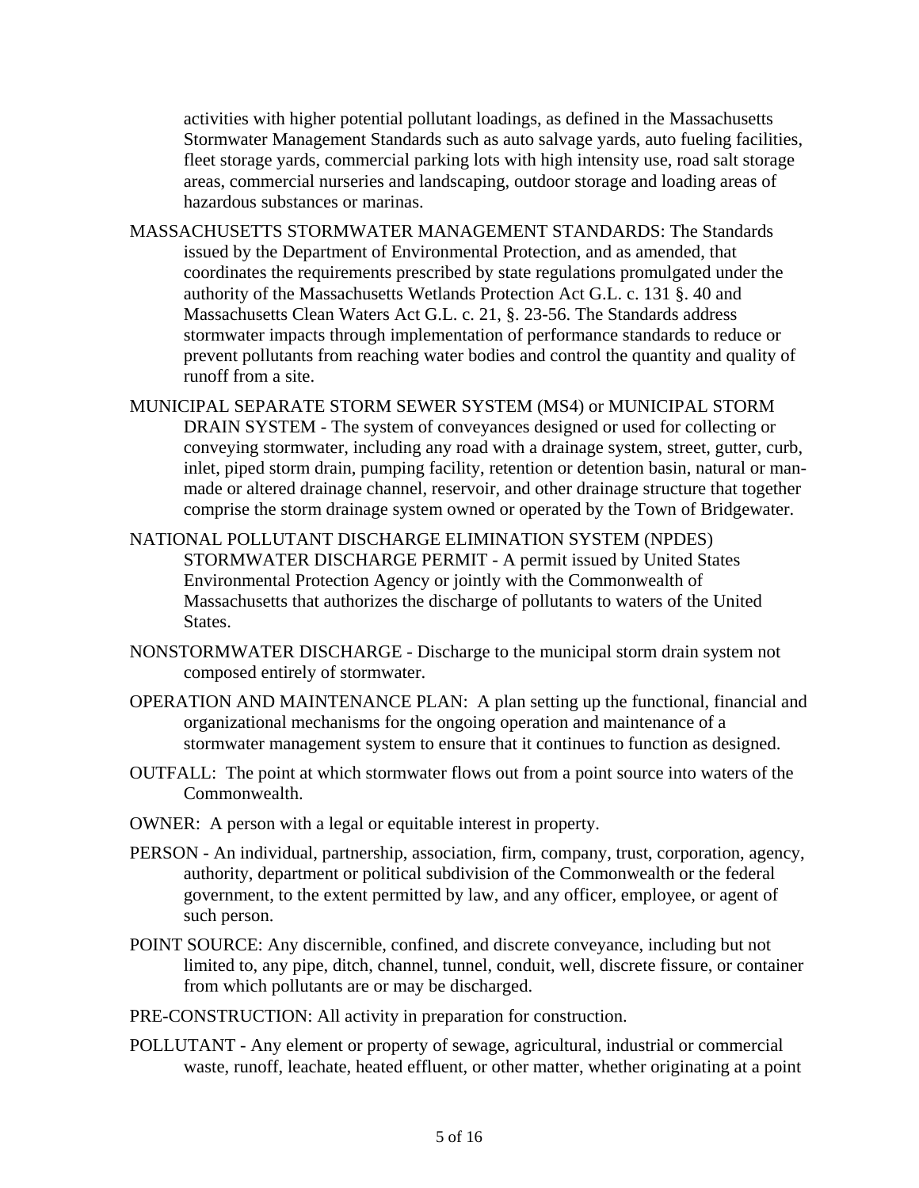activities with higher potential pollutant loadings, as defined in the Massachusetts Stormwater Management Standards such as auto salvage yards, auto fueling facilities, fleet storage yards, commercial parking lots with high intensity use, road salt storage areas, commercial nurseries and landscaping, outdoor storage and loading areas of hazardous substances or marinas.

MASSACHUSETTS STORMWATER MANAGEMENT STANDARDS: The Standards issued by the Department of Environmental Protection, and as amended, that coordinates the requirements prescribed by state regulations promulgated under the authority of the Massachusetts Wetlands Protection Act G.L. c. 131 §. 40 and Massachusetts Clean Waters Act G.L. c. 21, §. 23-56. The Standards address stormwater impacts through implementation of performance standards to reduce or prevent pollutants from reaching water bodies and control the quantity and quality of runoff from a site.

MUNICIPAL SEPARATE STORM SEWER SYSTEM (MS4) or MUNICIPAL STORM DRAIN SYSTEM - The system of conveyances designed or used for collecting or conveying stormwater, including any road with a drainage system, street, gutter, curb, inlet, piped storm drain, pumping facility, retention or detention basin, natural or man-made or altered drainage channel, reservoir, and other drainage structure that together comprise the storm drainage system owned or operated by the Town of Bridgewater.

NATIONAL POLLUTANT DISCHARGE ELIMINATION SYSTEM (NPDES) STORMWATER DISCHARGE PERMIT - A permit issued by United States Environmental Protection Agency or jointly with the Commonwealth of Massachusetts that authorizes the discharge of pollutants to waters of the United States.

NONSTORMWATER DISCHARGE - Discharge to the municipal storm drain system not composed entirely of stormwater.

OPERATION AND MAINTENANCE PLAN: A plan setting up the functional, financial and organizational mechanisms for the ongoing operation and maintenance of a stormwater management system to ensure that it continues to function as designed.

OUTFALL: The point at which stormwater flows out from a point source into waters of the Commonwealth.

OWNER: A person with a legal or equitable interest in property.

PERSON - An individual, partnership, association, firm, company, trust, corporation, agency, authority, department or political subdivision of the Commonwealth or the federal government, to the extent permitted by law, and any officer, employee, or agent of such person.

POINT SOURCE: Any discernible, confined, and discrete conveyance, including but not limited to, any pipe, ditch, channel, tunnel, conduit, well, discrete fissure, or container from which pollutants are or may be discharged.

PRE-CONSTRUCTION: All activity in preparation for construction.

POLLUTANT - Any element or property of sewage, agricultural, industrial or commercial waste, runoff, leachate, heated effluent, or other matter, whether originating at a point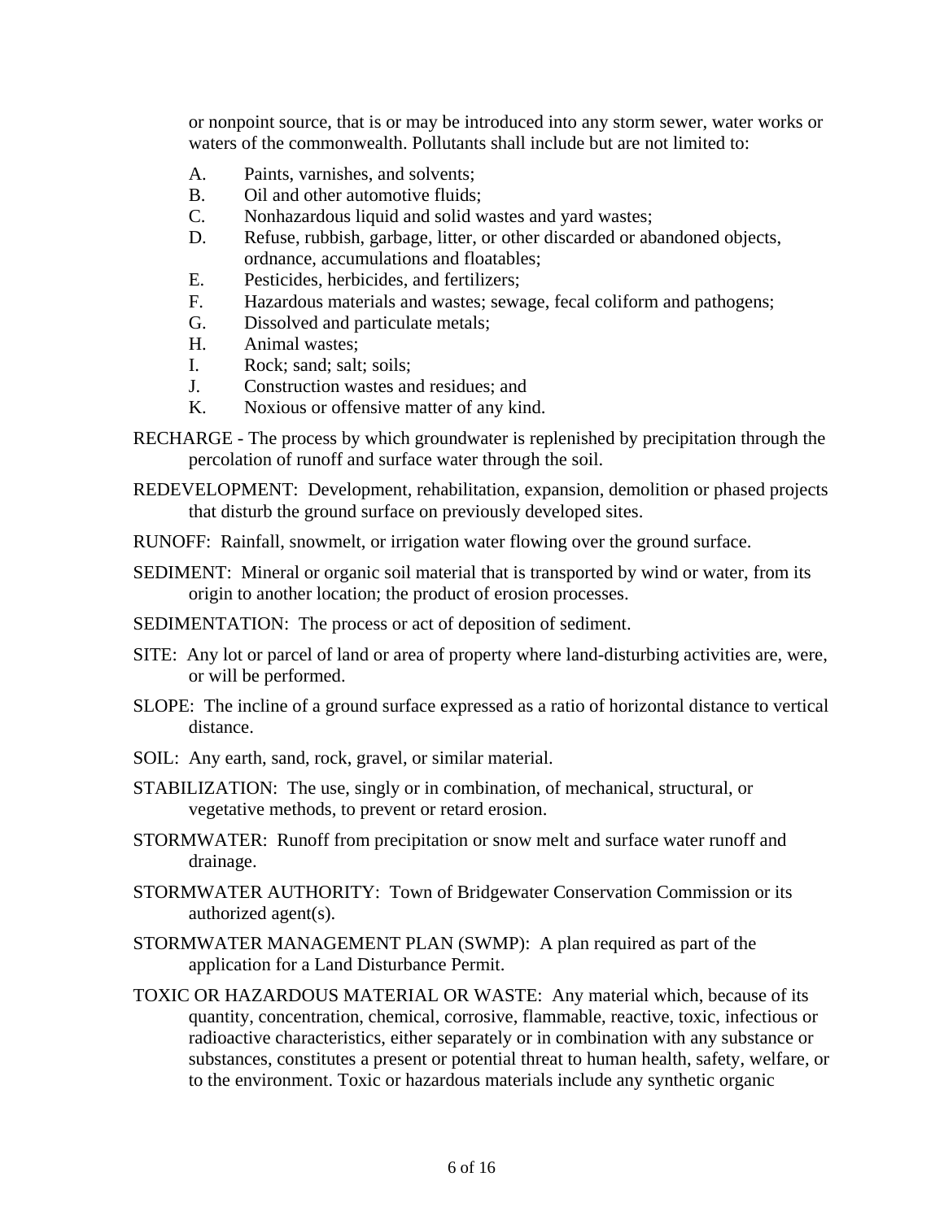or nonpoint source, that is or may be introduced into any storm sewer, water works or waters of the commonwealth. Pollutants shall include but are not limited to:

A. Paints, varnishes, and solvents;
B. Oil and other automotive fluids;
C. Nonhazardous liquid and solid wastes and yard wastes;
D. Refuse, rubbish, garbage, litter, or other discarded or abandoned objects, ordnance, accumulations and floatables;
E. Pesticides, herbicides, and fertilizers;
F. Hazardous materials and wastes; sewage, fecal coliform and pathogens;
G. Dissolved and particulate metals;
H. Animal wastes;
I. Rock; sand; salt; soils;
J. Construction wastes and residues; and
K. Noxious or offensive matter of any kind.

RECHARGE - The process by which groundwater is replenished by precipitation through the percolation of runoff and surface water through the soil.

REDEVELOPMENT: Development, rehabilitation, expansion, demolition or phased projects that disturb the ground surface on previously developed sites.

RUNOFF: Rainfall, snowmelt, or irrigation water flowing over the ground surface.

SEDIMENT: Mineral or organic soil material that is transported by wind or water, from its origin to another location; the product of erosion processes.

SEDIMENTATION: The process or act of deposition of sediment.

SITE: Any lot or parcel of land or area of property where land-disturbing activities are, were, or will be performed.

SLOPE: The incline of a ground surface expressed as a ratio of horizontal distance to vertical distance.

SOIL: Any earth, sand, rock, gravel, or similar material.

STABILIZATION: The use, singly or in combination, of mechanical, structural, or vegetative methods, to prevent or retard erosion.

STORMWATER: Runoff from precipitation or snow melt and surface water runoff and drainage.

STORMWATER AUTHORITY: Town of Bridgewater Conservation Commission or its authorized agent(s).

STORMWATER MANAGEMENT PLAN (SWMP): A plan required as part of the application for a Land Disturbance Permit.

TOXIC OR HAZARDOUS MATERIAL OR WASTE: Any material which, because of its quantity, concentration, chemical, corrosive, flammable, reactive, toxic, infectious or radioactive characteristics, either separately or in combination with any substance or substances, constitutes a present or potential threat to human health, safety, welfare, or to the environment. Toxic or hazardous materials include any synthetic organic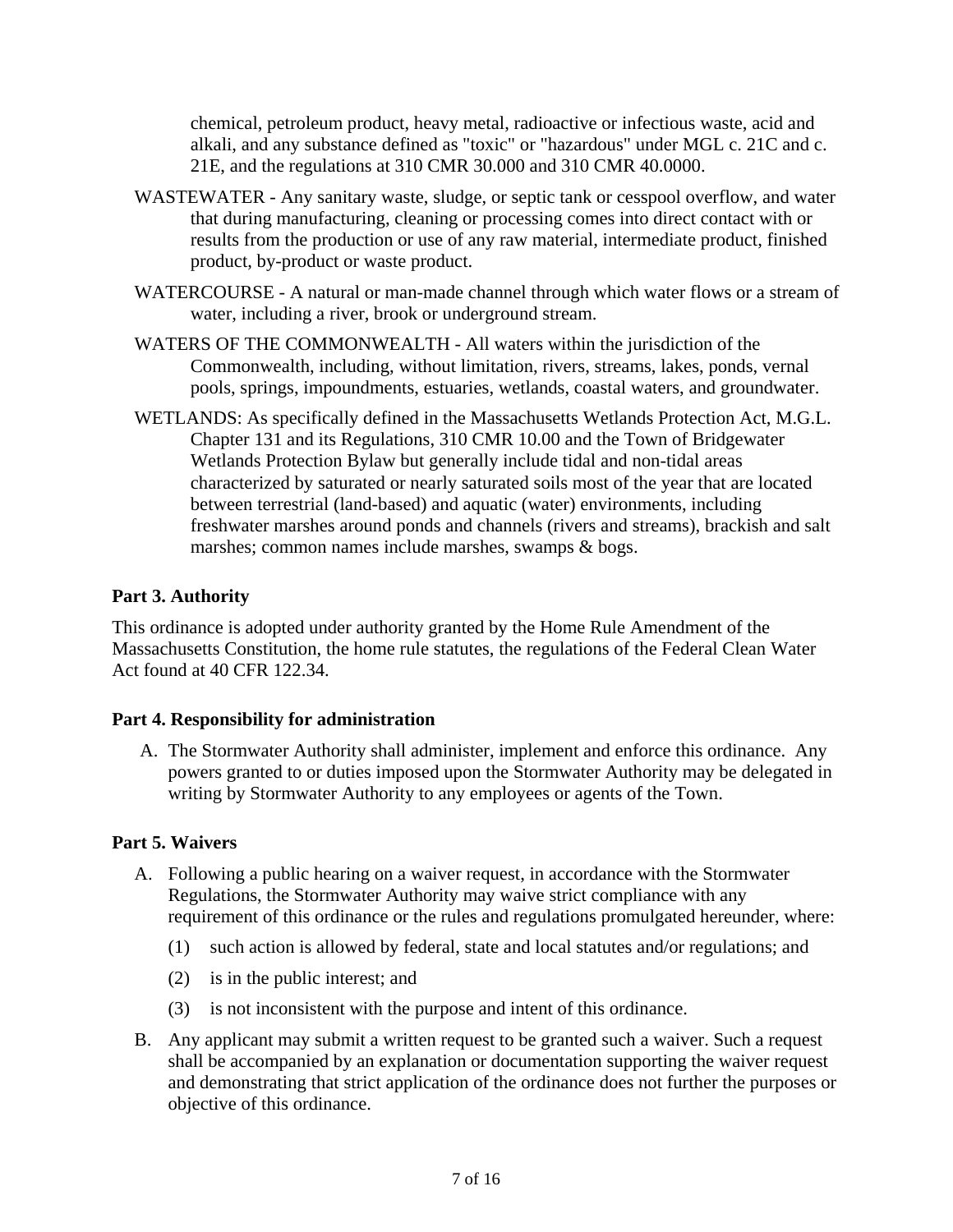chemical, petroleum product, heavy metal, radioactive or infectious waste, acid and alkali, and any substance defined as "toxic" or "hazardous" under MGL c. 21C and c. 21E, and the regulations at 310 CMR 30.000 and 310 CMR 40.0000.

WASTEWATER - Any sanitary waste, sludge, or septic tank or cesspool overflow, and water that during manufacturing, cleaning or processing comes into direct contact with or results from the production or use of any raw material, intermediate product, finished product, by-product or waste product.

WATERCOURSE - A natural or man-made channel through which water flows or a stream of water, including a river, brook or underground stream.

WATERS OF THE COMMONWEALTH - All waters within the jurisdiction of the Commonwealth, including, without limitation, rivers, streams, lakes, ponds, vernal pools, springs, impoundments, estuaries, wetlands, coastal waters, and groundwater.

WETLANDS: As specifically defined in the Massachusetts Wetlands Protection Act, M.G.L. Chapter 131 and its Regulations, 310 CMR 10.00 and the Town of Bridgewater Wetlands Protection Bylaw but generally include tidal and non-tidal areas characterized by saturated or nearly saturated soils most of the year that are located between terrestrial (land-based) and aquatic (water) environments, including freshwater marshes around ponds and channels (rivers and streams), brackish and salt marshes; common names include marshes, swamps & bogs.

**Part 3. Authority**

This ordinance is adopted under authority granted by the Home Rule Amendment of the Massachusetts Constitution, the home rule statutes, the regulations of the Federal Clean Water Act found at 40 CFR 122.34.

**Part 4. Responsibility for administration**

A. The Stormwater Authority shall administer, implement and enforce this ordinance. Any powers granted to or duties imposed upon the Stormwater Authority may be delegated in writing by Stormwater Authority to any employees or agents of the Town.

**Part 5. Waivers**

A. Following a public hearing on a waiver request, in accordance with the Stormwater Regulations, the Stormwater Authority may waive strict compliance with any requirement of this ordinance or the rules and regulations promulgated hereunder, where:

   (1) such action is allowed by federal, state and local statutes and/or regulations; and

   (2) is in the public interest; and

   (3) is not inconsistent with the purpose and intent of this ordinance.

B. Any applicant may submit a written request to be granted such a waiver. Such a request shall be accompanied by an explanation or documentation supporting the waiver request and demonstrating that strict application of the ordinance does not further the purposes or objective of this ordinance.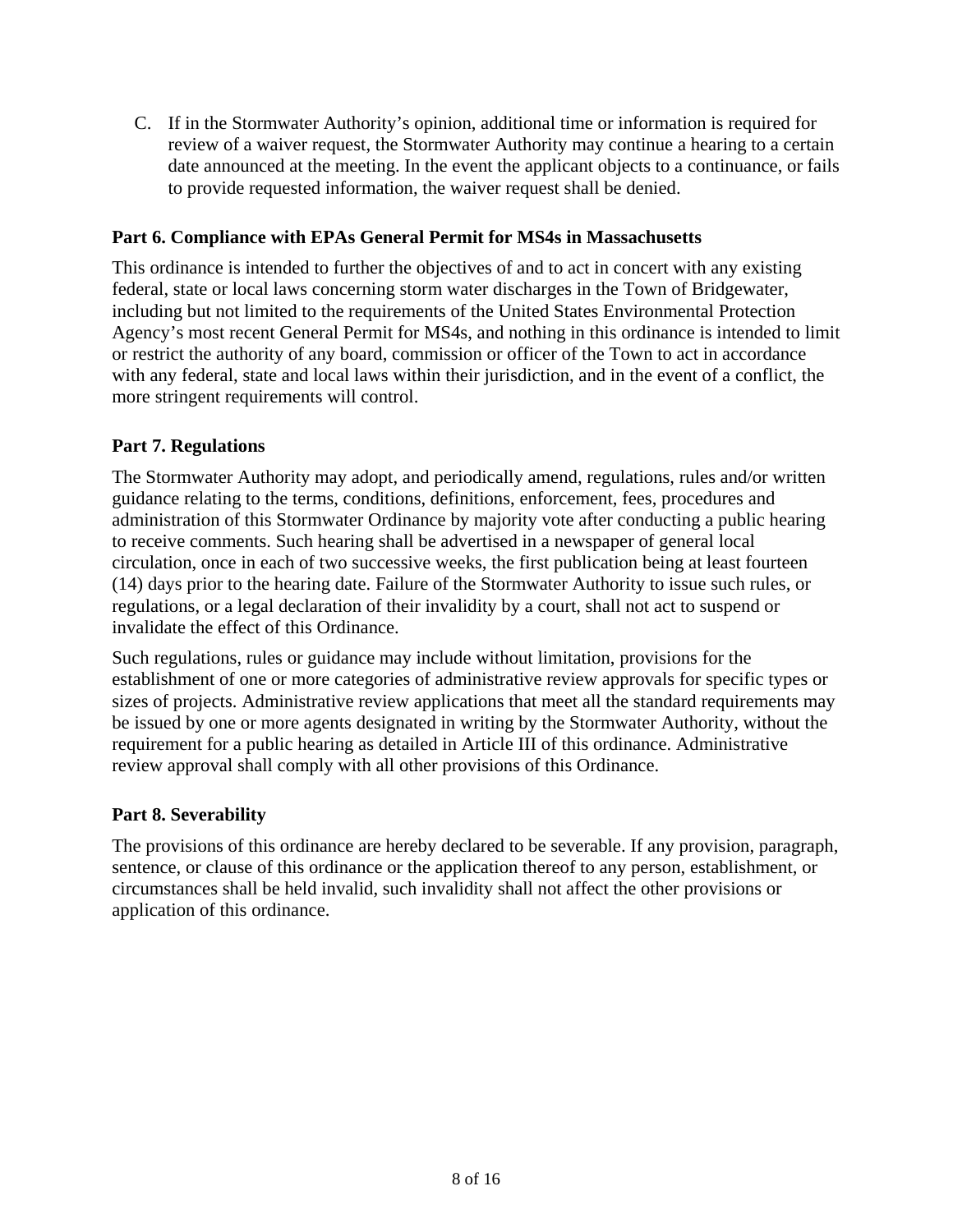C. If in the Stormwater Authority’s opinion, additional time or information is required for review of a waiver request, the Stormwater Authority may continue a hearing to a certain date announced at the meeting. In the event the applicant objects to a continuance, or fails to provide requested information, the waiver request shall be denied.

### Part 6. Compliance with EPAs General Permit for MS4s in Massachusetts

This ordinance is intended to further the objectives of and to act in concert with any existing federal, state or local laws concerning storm water discharges in the Town of Bridgewater, including but not limited to the requirements of the United States Environmental Protection Agency’s most recent General Permit for MS4s, and nothing in this ordinance is intended to limit or restrict the authority of any board, commission or officer of the Town to act in accordance with any federal, state and local laws within their jurisdiction, and in the event of a conflict, the more stringent requirements will control.

### Part 7. Regulations

The Stormwater Authority may adopt, and periodically amend, regulations, rules and/or written guidance relating to the terms, conditions, definitions, enforcement, fees, procedures and administration of this Stormwater Ordinance by majority vote after conducting a public hearing to receive comments. Such hearing shall be advertised in a newspaper of general local circulation, once in each of two successive weeks, the first publication being at least fourteen (14) days prior to the hearing date. Failure of the Stormwater Authority to issue such rules, or regulations, or a legal declaration of their invalidity by a court, shall not act to suspend or invalidate the effect of this Ordinance.

Such regulations, rules or guidance may include without limitation, provisions for the establishment of one or more categories of administrative review approvals for specific types or sizes of projects. Administrative review applications that meet all the standard requirements may be issued by one or more agents designated in writing by the Stormwater Authority, without the requirement for a public hearing as detailed in Article III of this ordinance. Administrative review approval shall comply with all other provisions of this Ordinance.

### Part 8. Severability

The provisions of this ordinance are hereby declared to be severable. If any provision, paragraph, sentence, or clause of this ordinance or the application thereof to any person, establishment, or circumstances shall be held invalid, such invalidity shall not affect the other provisions or application of this ordinance.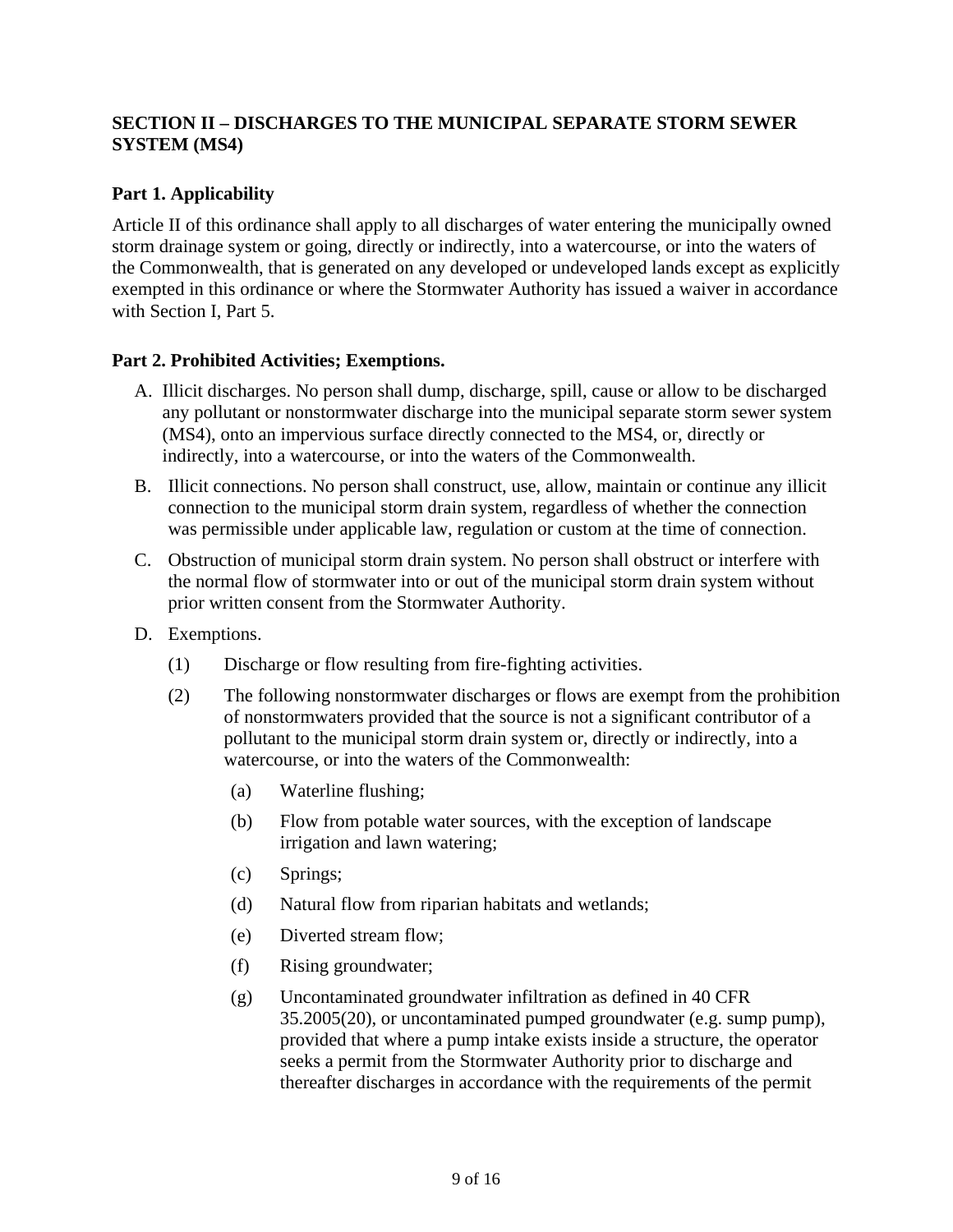## SECTION II – DISCHARGES TO THE MUNICIPAL SEPARATE STORM SEWER SYSTEM (MS4)

### Part 1. Applicability

Article II of this ordinance shall apply to all discharges of water entering the municipally owned storm drainage system or going, directly or indirectly, into a watercourse, or into the waters of the Commonwealth, that is generated on any developed or undeveloped lands except as explicitly exempted in this ordinance or where the Stormwater Authority has issued a waiver in accordance with Section I, Part 5.

### Part 2. Prohibited Activities; Exemptions.

A. Illicit discharges. No person shall dump, discharge, spill, cause or allow to be discharged any pollutant or nonstormwater discharge into the municipal separate storm sewer system (MS4), onto an impervious surface directly connected to the MS4, or, directly or indirectly, into a watercourse, or into the waters of the Commonwealth.

B. Illicit connections. No person shall construct, use, allow, maintain or continue any illicit connection to the municipal storm drain system, regardless of whether the connection was permissible under applicable law, regulation or custom at the time of connection.

C. Obstruction of municipal storm drain system. No person shall obstruct or interfere with the normal flow of stormwater into or out of the municipal storm drain system without prior written consent from the Stormwater Authority.

D. Exemptions.

(1) Discharge or flow resulting from fire-fighting activities.

(2) The following nonstormwater discharges or flows are exempt from the prohibition of nonstormwaters provided that the source is not a significant contributor of a pollutant to the municipal storm drain system or, directly or indirectly, into a watercourse, or into the waters of the Commonwealth:

(a) Waterline flushing;

(b) Flow from potable water sources, with the exception of landscape irrigation and lawn watering;

(c) Springs;

(d) Natural flow from riparian habitats and wetlands;

(e) Diverted stream flow;

(f) Rising groundwater;

(g) Uncontaminated groundwater infiltration as defined in 40 CFR 35.2005(20), or uncontaminated pumped groundwater (e.g. sump pump), provided that where a pump intake exists inside a structure, the operator seeks a permit from the Stormwater Authority prior to discharge and thereafter discharges in accordance with the requirements of the permit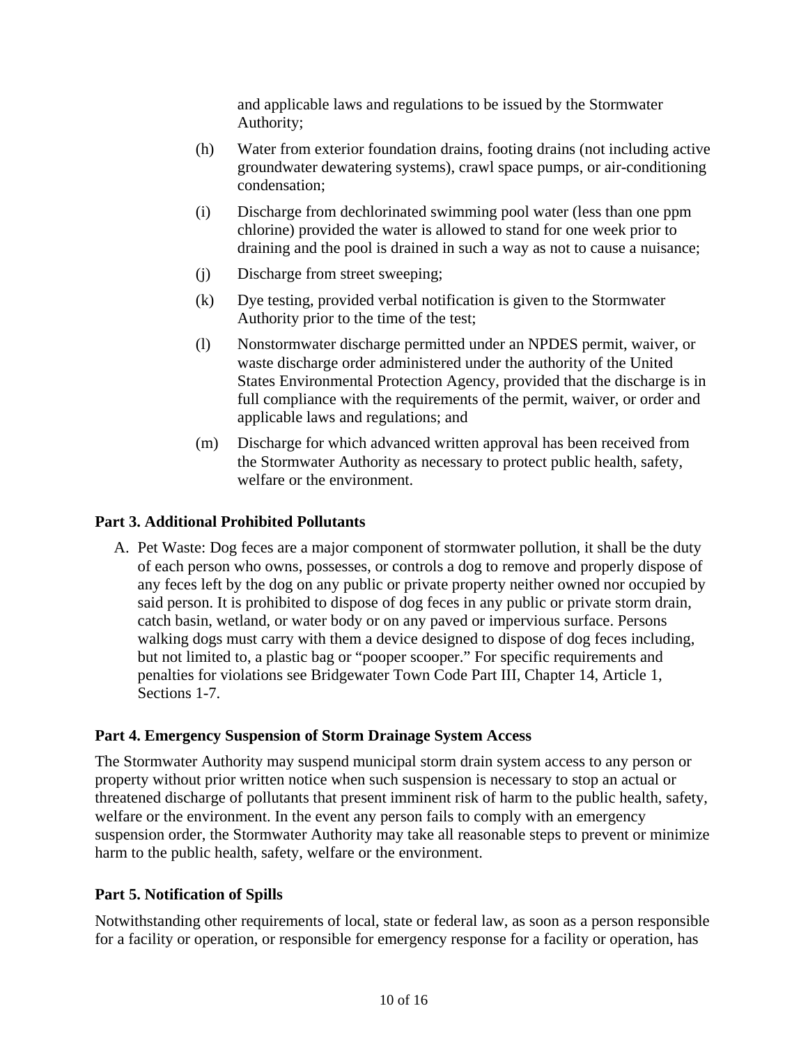and applicable laws and regulations to be issued by the Stormwater Authority;

(h) Water from exterior foundation drains, footing drains (not including active groundwater dewatering systems), crawl space pumps, or air-conditioning condensation;

(i) Discharge from dechlorinated swimming pool water (less than one ppm chlorine) provided the water is allowed to stand for one week prior to draining and the pool is drained in such a way as not to cause a nuisance;

(j) Discharge from street sweeping;

(k) Dye testing, provided verbal notification is given to the Stormwater Authority prior to the time of the test;

(l) Nonstormwater discharge permitted under an NPDES permit, waiver, or waste discharge order administered under the authority of the United States Environmental Protection Agency, provided that the discharge is in full compliance with the requirements of the permit, waiver, or order and applicable laws and regulations; and

(m) Discharge for which advanced written approval has been received from the Stormwater Authority as necessary to protect public health, safety, welfare or the environment.

**Part 3. Additional Prohibited Pollutants**

A. Pet Waste: Dog feces are a major component of stormwater pollution, it shall be the duty of each person who owns, possesses, or controls a dog to remove and properly dispose of any feces left by the dog on any public or private property neither owned nor occupied by said person. It is prohibited to dispose of dog feces in any public or private storm drain, catch basin, wetland, or water body or on any paved or impervious surface. Persons walking dogs must carry with them a device designed to dispose of dog feces including, but not limited to, a plastic bag or "pooper scooper." For specific requirements and penalties for violations see Bridgewater Town Code Part III, Chapter 14, Article 1, Sections 1-7.

**Part 4. Emergency Suspension of Storm Drainage System Access**

The Stormwater Authority may suspend municipal storm drain system access to any person or property without prior written notice when such suspension is necessary to stop an actual or threatened discharge of pollutants that present imminent risk of harm to the public health, safety, welfare or the environment. In the event any person fails to comply with an emergency suspension order, the Stormwater Authority may take all reasonable steps to prevent or minimize harm to the public health, safety, welfare or the environment.

**Part 5. Notification of Spills**

Notwithstanding other requirements of local, state or federal law, as soon as a person responsible for a facility or operation, or responsible for emergency response for a facility or operation, has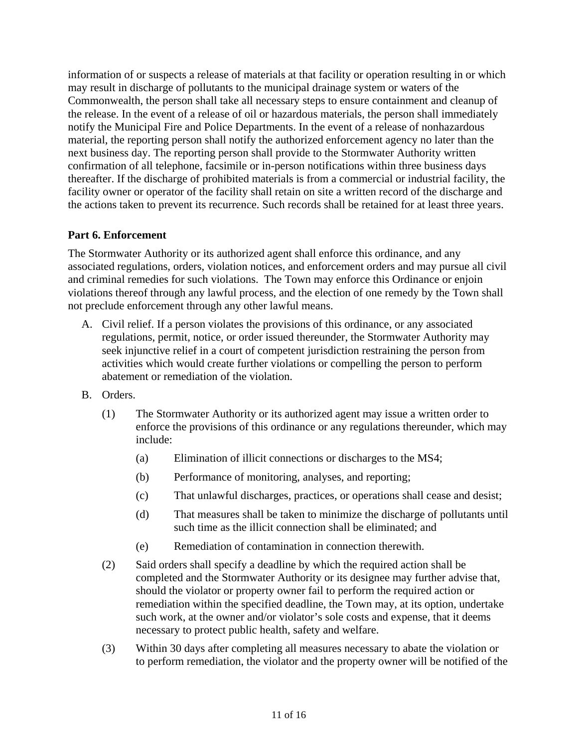information of or suspects a release of materials at that facility or operation resulting in or which may result in discharge of pollutants to the municipal drainage system or waters of the Commonwealth, the person shall take all necessary steps to ensure containment and cleanup of the release. In the event of a release of oil or hazardous materials, the person shall immediately notify the Municipal Fire and Police Departments. In the event of a release of nonhazardous material, the reporting person shall notify the authorized enforcement agency no later than the next business day. The reporting person shall provide to the Stormwater Authority written confirmation of all telephone, facsimile or in-person notifications within three business days thereafter. If the discharge of prohibited materials is from a commercial or industrial facility, the facility owner or operator of the facility shall retain on site a written record of the discharge and the actions taken to prevent its recurrence. Such records shall be retained for at least three years.

**Part 6. Enforcement**

The Stormwater Authority or its authorized agent shall enforce this ordinance, and any associated regulations, orders, violation notices, and enforcement orders and may pursue all civil and criminal remedies for such violations. The Town may enforce this Ordinance or enjoin violations thereof through any lawful process, and the election of one remedy by the Town shall not preclude enforcement through any other lawful means.

A. Civil relief. If a person violates the provisions of this ordinance, or any associated regulations, permit, notice, or order issued thereunder, the Stormwater Authority may seek injunctive relief in a court of competent jurisdiction restraining the person from activities which would create further violations or compelling the person to perform abatement or remediation of the violation.

B. Orders.

(1) The Stormwater Authority or its authorized agent may issue a written order to enforce the provisions of this ordinance or any regulations thereunder, which may include:

(a) Elimination of illicit connections or discharges to the MS4;

(b) Performance of monitoring, analyses, and reporting;

(c) That unlawful discharges, practices, or operations shall cease and desist;

(d) That measures shall be taken to minimize the discharge of pollutants until such time as the illicit connection shall be eliminated; and

(e) Remediation of contamination in connection therewith.

(2) Said orders shall specify a deadline by which the required action shall be completed and the Stormwater Authority or its designee may further advise that, should the violator or property owner fail to perform the required action or remediation within the specified deadline, the Town may, at its option, undertake such work, at the owner and/or violator's sole costs and expense, that it deems necessary to protect public health, safety and welfare.

(3) Within 30 days after completing all measures necessary to abate the violation or to perform remediation, the violator and the property owner will be notified of the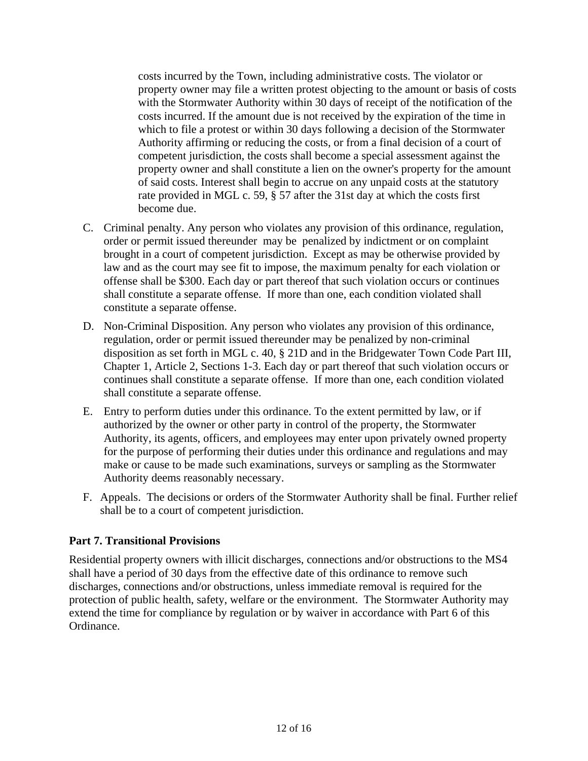costs incurred by the Town, including administrative costs. The violator or property owner may file a written protest objecting to the amount or basis of costs with the Stormwater Authority within 30 days of receipt of the notification of the costs incurred. If the amount due is not received by the expiration of the time in which to file a protest or within 30 days following a decision of the Stormwater Authority affirming or reducing the costs, or from a final decision of a court of competent jurisdiction, the costs shall become a special assessment against the property owner and shall constitute a lien on the owner's property for the amount of said costs. Interest shall begin to accrue on any unpaid costs at the statutory rate provided in MGL c. 59, § 57 after the 31st day at which the costs first become due.

C. Criminal penalty. Any person who violates any provision of this ordinance, regulation, order or permit issued thereunder may be penalized by indictment or on complaint brought in a court of competent jurisdiction. Except as may be otherwise provided by law and as the court may see fit to impose, the maximum penalty for each violation or offense shall be $300. Each day or part thereof that such violation occurs or continues shall constitute a separate offense. If more than one, each condition violated shall constitute a separate offense.

D. Non-Criminal Disposition. Any person who violates any provision of this ordinance, regulation, order or permit issued thereunder may be penalized by non-criminal disposition as set forth in MGL c. 40, § 21D and in the Bridgewater Town Code Part III, Chapter 1, Article 2, Sections 1-3. Each day or part thereof that such violation occurs or continues shall constitute a separate offense. If more than one, each condition violated shall constitute a separate offense.

E. Entry to perform duties under this ordinance. To the extent permitted by law, or if authorized by the owner or other party in control of the property, the Stormwater Authority, its agents, officers, and employees may enter upon privately owned property for the purpose of performing their duties under this ordinance and regulations and may make or cause to be made such examinations, surveys or sampling as the Stormwater Authority deems reasonably necessary.

F. Appeals. The decisions or orders of the Stormwater Authority shall be final. Further relief shall be to a court of competent jurisdiction.

**Part 7. Transitional Provisions**

Residential property owners with illicit discharges, connections and/or obstructions to the MS4 shall have a period of 30 days from the effective date of this ordinance to remove such discharges, connections and/or obstructions, unless immediate removal is required for the protection of public health, safety, welfare or the environment. The Stormwater Authority may extend the time for compliance by regulation or by waiver in accordance with Part 6 of this Ordinance.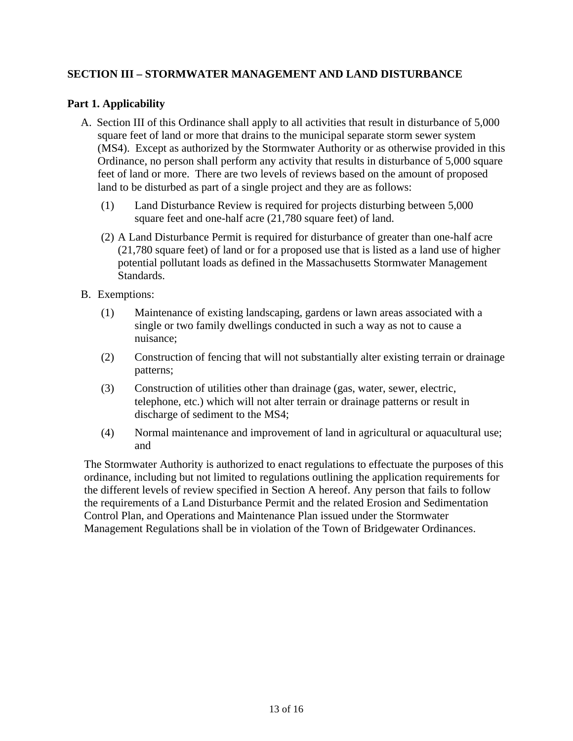## SECTION III – STORMWATER MANAGEMENT AND LAND DISTURBANCE

### Part 1. Applicability

A. Section III of this Ordinance shall apply to all activities that result in disturbance of 5,000 square feet of land or more that drains to the municipal separate storm sewer system (MS4). Except as authorized by the Stormwater Authority or as otherwise provided in this Ordinance, no person shall perform any activity that results in disturbance of 5,000 square feet of land or more. There are two levels of reviews based on the amount of proposed land to be disturbed as part of a single project and they are as follows:

   (1) Land Disturbance Review is required for projects disturbing between 5,000 square feet and one-half acre (21,780 square feet) of land.

   (2) A Land Disturbance Permit is required for disturbance of greater than one-half acre (21,780 square feet) of land or for a proposed use that is listed as a land use of higher potential pollutant loads as defined in the Massachusetts Stormwater Management Standards.

B. Exemptions:

   (1) Maintenance of existing landscaping, gardens or lawn areas associated with a single or two family dwellings conducted in such a way as not to cause a nuisance;

   (2) Construction of fencing that will not substantially alter existing terrain or drainage patterns;

   (3) Construction of utilities other than drainage (gas, water, sewer, electric, telephone, etc.) which will not alter terrain or drainage patterns or result in discharge of sediment to the MS4;

   (4) Normal maintenance and improvement of land in agricultural or aquacultural use; and

The Stormwater Authority is authorized to enact regulations to effectuate the purposes of this ordinance, including but not limited to regulations outlining the application requirements for the different levels of review specified in Section A hereof. Any person that fails to follow the requirements of a Land Disturbance Permit and the related Erosion and Sedimentation Control Plan, and Operations and Maintenance Plan issued under the Stormwater Management Regulations shall be in violation of the Town of Bridgewater Ordinances.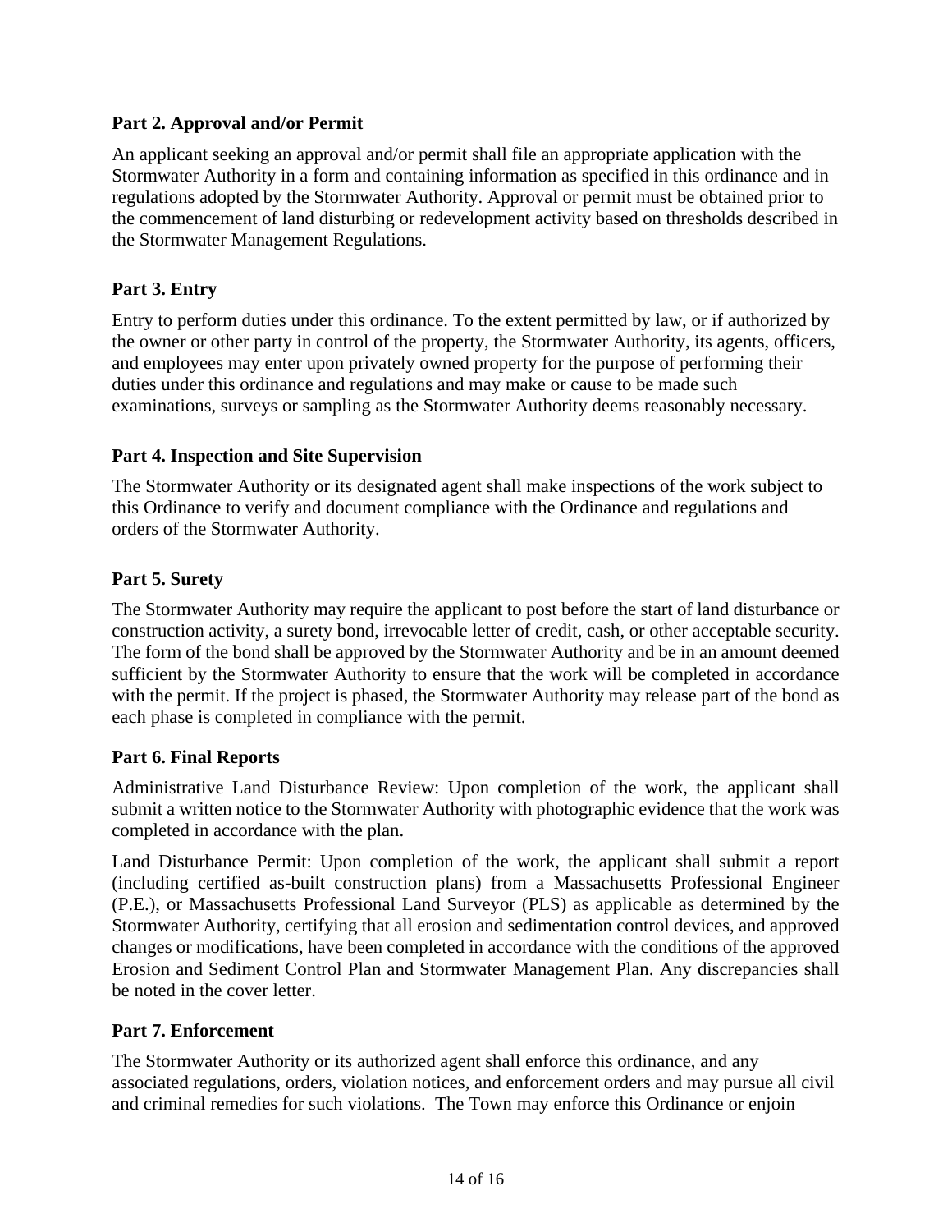**Part 2. Approval and/or Permit**

An applicant seeking an approval and/or permit shall file an appropriate application with the Stormwater Authority in a form and containing information as specified in this ordinance and in regulations adopted by the Stormwater Authority. Approval or permit must be obtained prior to the commencement of land disturbing or redevelopment activity based on thresholds described in the Stormwater Management Regulations.

**Part 3. Entry**

Entry to perform duties under this ordinance. To the extent permitted by law, or if authorized by the owner or other party in control of the property, the Stormwater Authority, its agents, officers, and employees may enter upon privately owned property for the purpose of performing their duties under this ordinance and regulations and may make or cause to be made such examinations, surveys or sampling as the Stormwater Authority deems reasonably necessary.

**Part 4. Inspection and Site Supervision**

The Stormwater Authority or its designated agent shall make inspections of the work subject to this Ordinance to verify and document compliance with the Ordinance and regulations and orders of the Stormwater Authority.

**Part 5. Surety**

The Stormwater Authority may require the applicant to post before the start of land disturbance or construction activity, a surety bond, irrevocable letter of credit, cash, or other acceptable security. The form of the bond shall be approved by the Stormwater Authority and be in an amount deemed sufficient by the Stormwater Authority to ensure that the work will be completed in accordance with the permit. If the project is phased, the Stormwater Authority may release part of the bond as each phase is completed in compliance with the permit.

**Part 6. Final Reports**

Administrative Land Disturbance Review: Upon completion of the work, the applicant shall submit a written notice to the Stormwater Authority with photographic evidence that the work was completed in accordance with the plan.

Land Disturbance Permit: Upon completion of the work, the applicant shall submit a report (including certified as-built construction plans) from a Massachusetts Professional Engineer (P.E.), or Massachusetts Professional Land Surveyor (PLS) as applicable as determined by the Stormwater Authority, certifying that all erosion and sedimentation control devices, and approved changes or modifications, have been completed in accordance with the conditions of the approved Erosion and Sediment Control Plan and Stormwater Management Plan. Any discrepancies shall be noted in the cover letter.

**Part 7. Enforcement**

The Stormwater Authority or its authorized agent shall enforce this ordinance, and any associated regulations, orders, violation notices, and enforcement orders and may pursue all civil and criminal remedies for such violations. The Town may enforce this Ordinance or enjoin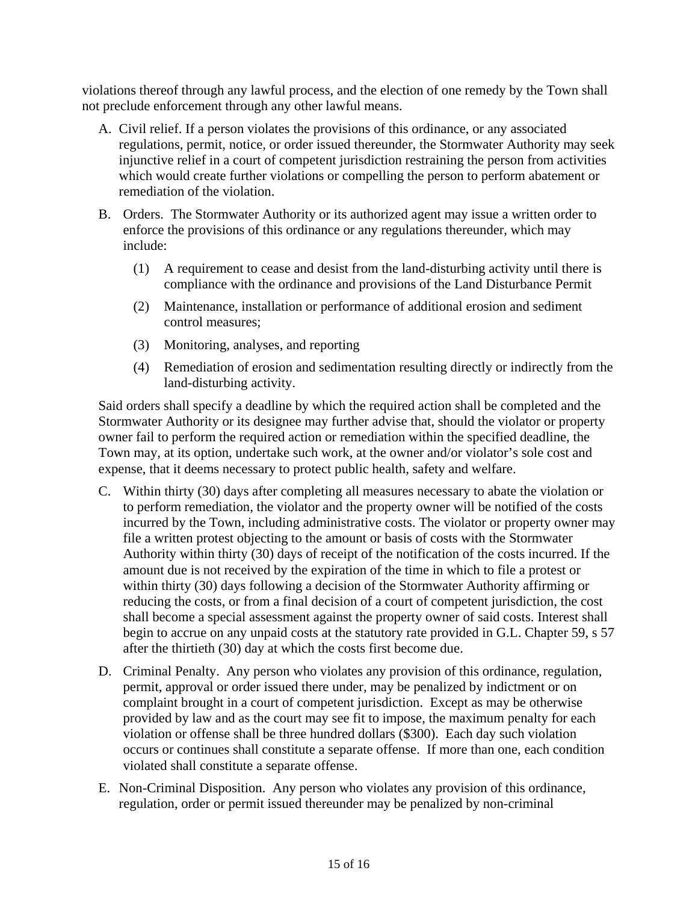violations thereof through any lawful process, and the election of one remedy by the Town shall not preclude enforcement through any other lawful means.

A. Civil relief. If a person violates the provisions of this ordinance, or any associated regulations, permit, notice, or order issued thereunder, the Stormwater Authority may seek injunctive relief in a court of competent jurisdiction restraining the person from activities which would create further violations or compelling the person to perform abatement or remediation of the violation.

B. Orders. The Stormwater Authority or its authorized agent may issue a written order to enforce the provisions of this ordinance or any regulations thereunder, which may include:

   (1) A requirement to cease and desist from the land-disturbing activity until there is compliance with the ordinance and provisions of the Land Disturbance Permit

   (2) Maintenance, installation or performance of additional erosion and sediment control measures;

   (3) Monitoring, analyses, and reporting

   (4) Remediation of erosion and sedimentation resulting directly or indirectly from the land-disturbing activity.

   Said orders shall specify a deadline by which the required action shall be completed and the Stormwater Authority or its designee may further advise that, should the violator or property owner fail to perform the required action or remediation within the specified deadline, the Town may, at its option, undertake such work, at the owner and/or violator's sole cost and expense, that it deems necessary to protect public health, safety and welfare.

C. Within thirty (30) days after completing all measures necessary to abate the violation or to perform remediation, the violator and the property owner will be notified of the costs incurred by the Town, including administrative costs. The violator or property owner may file a written protest objecting to the amount or basis of costs with the Stormwater Authority within thirty (30) days of receipt of the notification of the costs incurred. If the amount due is not received by the expiration of the time in which to file a protest or within thirty (30) days following a decision of the Stormwater Authority affirming or reducing the costs, or from a final decision of a court of competent jurisdiction, the cost shall become a special assessment against the property owner of said costs. Interest shall begin to accrue on any unpaid costs at the statutory rate provided in G.L. Chapter 59, s 57 after the thirtieth (30) day at which the costs first become due.

D. Criminal Penalty. Any person who violates any provision of this ordinance, regulation, permit, approval or order issued there under, may be penalized by indictment or on complaint brought in a court of competent jurisdiction. Except as may be otherwise provided by law and as the court may see fit to impose, the maximum penalty for each violation or offense shall be three hundred dollars ($300). Each day such violation occurs or continues shall constitute a separate offense. If more than one, each condition violated shall constitute a separate offense.

E. Non-Criminal Disposition. Any person who violates any provision of this ordinance, regulation, order or permit issued thereunder may be penalized by non-criminal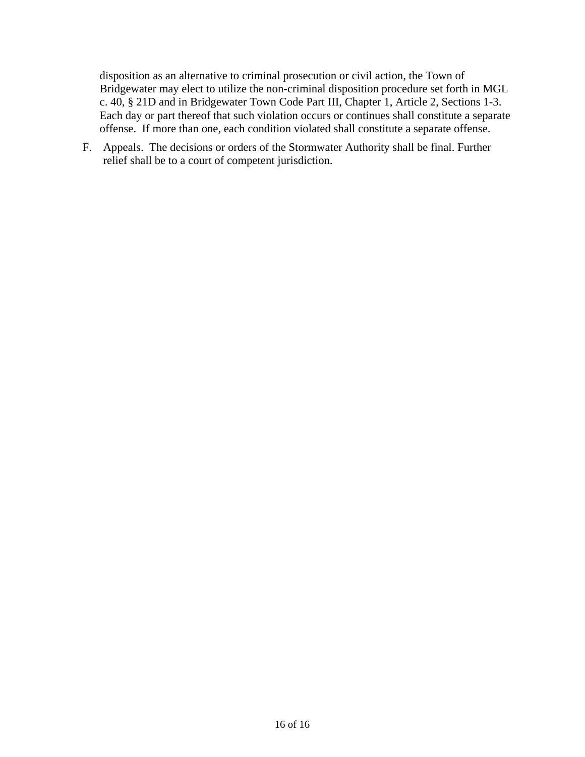disposition as an alternative to criminal prosecution or civil action, the Town of Bridgewater may elect to utilize the non-criminal disposition procedure set forth in MGL c. 40, § 21D and in Bridgewater Town Code Part III, Chapter 1, Article 2, Sections 1-3. Each day or part thereof that such violation occurs or continues shall constitute a separate offense. If more than one, each condition violated shall constitute a separate offense.

F. Appeals. The decisions or orders of the Stormwater Authority shall be final. Further relief shall be to a court of competent jurisdiction.